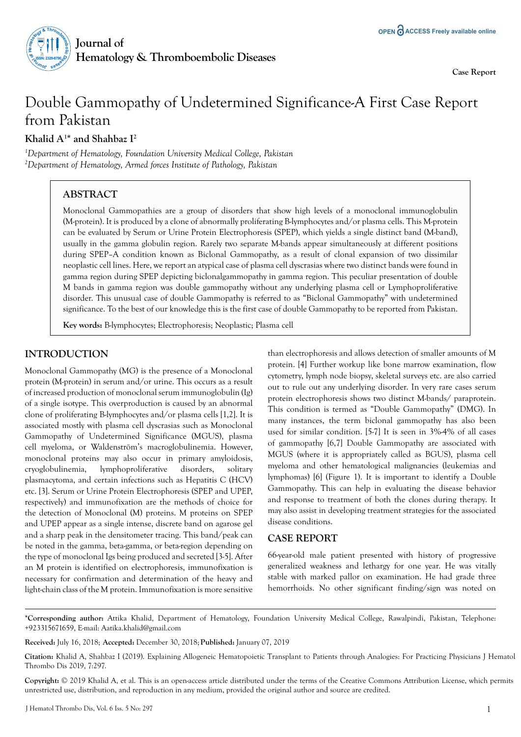# Double Gammopathy of Undetermined Significance-A First Case Report from Pakistan

**Khalid A[1]* and Shahbaz I[2]**

[1]*Department of Hematology, Foundation University Medical College, Pakistan*
[2]*Department of Hematology, Armed forces Institute of Pathology, Pakistan*

## ABSTRACT

Monoclonal Gammopathies are a group of disorders that show high levels of a monoclonal immunoglobulin (M-protein). It is produced by a clone of abnormally proliferating B-lymphocytes and/or plasma cells. This M-protein can be evaluated by Serum or Urine Protein Electrophoresis (SPEP), which yields a single distinct band (M-band), usually in the gamma globulin region. Rarely two separate M-bands appear simultaneously at different positions during SPEP–A condition known as Biclonal Gammopathy, as a result of clonal expansion of two dissimilar neoplastic cell lines. Here, we report an atypical case of plasma cell dyscrasias where two distinct bands were found in gamma region during SPEP depicting biclonalgammopathy in gamma region. This peculiar presentation of double M bands in gamma region was double gammopathy without any underlying plasma cell or Lymphoproliferative disorder. This unusual case of double Gammopathy is referred to as "Biclonal Gammopathy" with undetermined significance. To the best of our knowledge this is the first case of double Gammopathy to be reported from Pakistan.

**Key words:** B-lymphocytes; Electrophoresis; Neoplastic; Plasma cell

## INTRODUCTION

Monoclonal Gammopathy (MG) is the presence of a Monoclonal protein (M-protein) in serum and/or urine. This occurs as a result of increased production of monoclonal serum immunoglobulin (Ig) of a single isotype. This overproduction is caused by an abnormal clone of proliferating B-lymphocytes and/or plasma cells [1,2]. It is associated mostly with plasma cell dyscrasias such as Monoclonal Gammopathy of Undetermined Significance (MGUS), plasma cell myeloma, or Waldenström's macroglobulinemia. However, monoclonal proteins may also occur in primary amyloidosis, cryoglobulinemia, lymphoproliferative disorders, solitary plasmacytoma, and certain infections such as Hepatitis C (HCV) etc. [3]. Serum or Urine Protein Electrophoresis (SPEP and UPEP, respectively) and immunofixation are the methods of choice for the detection of Monoclonal (M) proteins. M proteins on SPEP and UPEP appear as a single intense, discrete band on agarose gel and a sharp peak in the densitometer tracing. This band/peak can be noted in the gamma, beta-gamma, or beta-region depending on the type of monoclonal Igs being produced and secreted [3-5]. After an M protein is identified on electrophoresis, immunofixation is necessary for confirmation and determination of the heavy and light-chain class of the M protein. Immunofixation is more sensitive than electrophoresis and allows detection of smaller amounts of M protein. [4] Further workup like bone marrow examination, flow cytometry, lymph node biopsy, skeletal surveys etc. are also carried out to rule out any underlying disorder. In very rare cases serum protein electrophoresis shows two distinct M-bands/ paraprotein. This condition is termed as "Double Gammopathy" (DMG). In many instances, the term biclonal gammopathy has also been used for similar condition. [5-7] It is seen in 3%-4% of all cases of gammopathy [6,7] Double Gammopathy are associated with MGUS (where it is appropriately called as BGUS), plasma cell myeloma and other hematological malignancies (leukemias and lymphomas) [6] (Figure 1). It is important to identify a Double Gammopathy. This can help in evaluating the disease behavior and response to treatment of both the clones during therapy. It may also assist in developing treatment strategies for the associated disease conditions.

## CASE REPORT

66-year-old male patient presented with history of progressive generalized weakness and lethargy for one year. He was vitally stable with marked pallor on examination. He had grade three hemorrhoids. No other significant finding/sign was noted on

---

***Corresponding author:** Attika Khalid, Department of Hematology, Foundation University Medical College, Rawalpindi, Pakistan, Telephone: +923315671659, E-mail: Aatika.khalid@gmail.com

**Received:** July 16, 2018; **Accepted:** December 30, 2018; **Published:** January 07, 2019

**Citation:** Khalid A, Shahbaz I (2019). Explaining Allogeneic Hematopoietic Transplant to Patients through Analogies: For Practicing Physicians J Hematol Thrombo Dis 2019, 7:297.

**Copyright:** © 2019 Khalid A, et al. This is an open-access article distributed under the terms of the Creative Commons Attribution License, which permits unrestricted use, distribution, and reproduction in any medium, provided the original author and source are credited.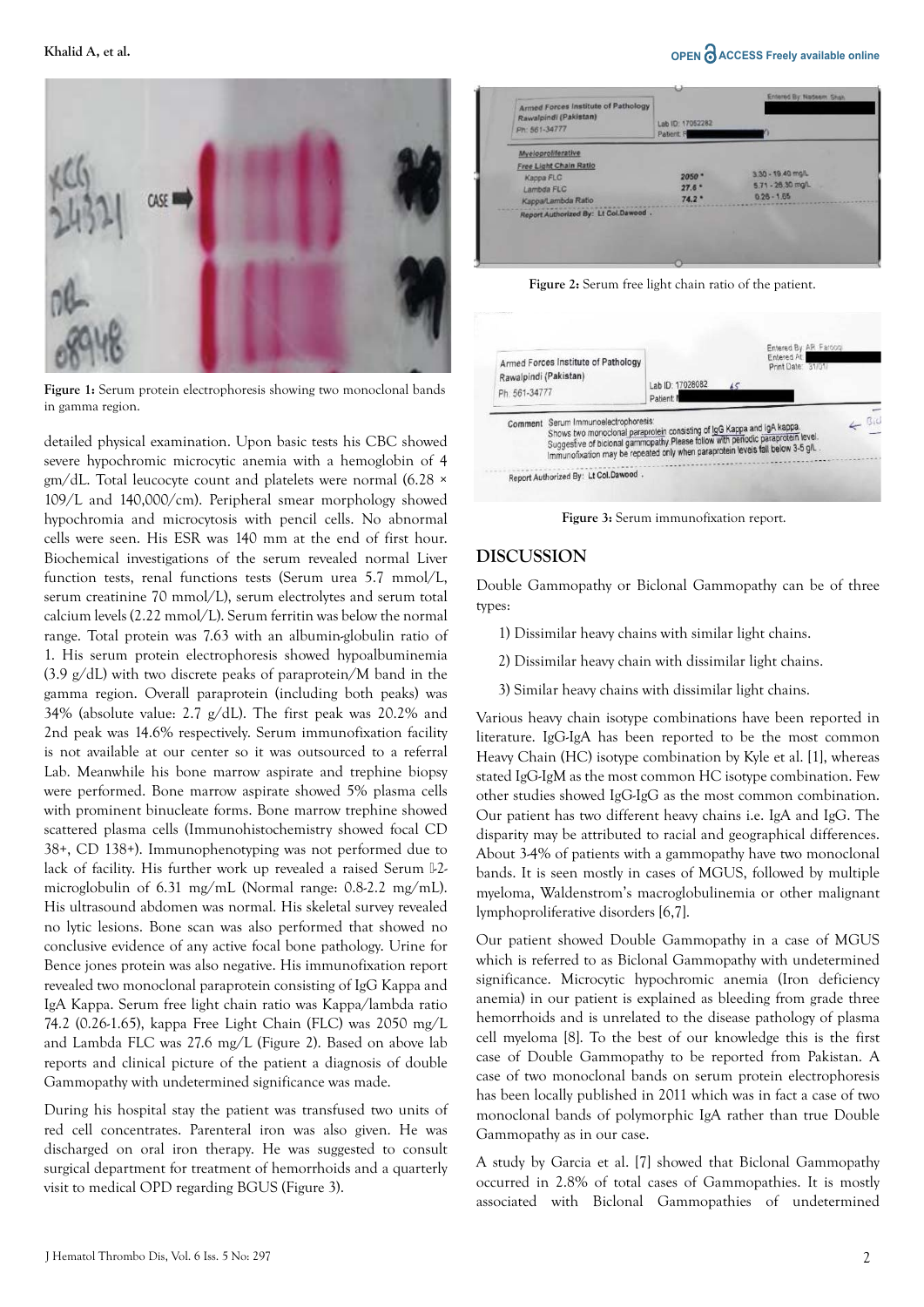Figure 1: Serum protein electrophoresis showing two monoclonal bands in gamma region.

detailed physical examination. Upon basic tests his CBC showed severe hypochromic microcytic anemia with a hemoglobin of 4 gm/dL. Total leucocyte count and platelets were normal (6.28 × 109/L and 140,000/cm). Peripheral smear morphology showed hypochromia and microcytosis with pencil cells. No abnormal cells were seen. His ESR was 140 mm at the end of first hour. Biochemical investigations of the serum revealed normal Liver function tests, renal functions tests (Serum urea 5.7 mmol/L, serum creatinine 70 mmol/L), serum electrolytes and serum total calcium levels (2.22 mmol/L). Serum ferritin was below the normal range. Total protein was 7.63 with an albumin-globulin ratio of 1. His serum protein electrophoresis showed hypoalbuminemia (3.9 g/dL) with two discrete peaks of paraprotein/M band in the gamma region. Overall paraprotein (including both peaks) was 34% (absolute value: 2.7 g/dL). The first peak was 20.2% and 2nd peak was 14.6% respectively. Serum immunofixation facility is not available at our center so it was outsourced to a referral Lab. Meanwhile his bone marrow aspirate and trephine biopsy were performed. Bone marrow aspirate showed 5% plasma cells with prominent binucleate forms. Bone marrow trephine showed scattered plasma cells (Immunohistochemistry showed focal CD 38+, CD 138+). Immunophenotyping was not performed due to lack of facility. His further work up revealed a raised Serum β-2-microglobulin of 6.31 mg/mL (Normal range: 0.8-2.2 mg/mL). His ultrasound abdomen was normal. His skeletal survey revealed no lytic lesions. Bone scan was also performed that showed no conclusive evidence of any active focal bone pathology. Urine for Bence jones protein was also negative. His immunofixation report revealed two monoclonal paraprotein consisting of IgG Kappa and IgA Kappa. Serum free light chain ratio was Kappa/lambda ratio 74.2 (0.26-1.65), kappa Free Light Chain (FLC) was 2050 mg/L and Lambda FLC was 27.6 mg/L (Figure 2). Based on above lab reports and clinical picture of the patient a diagnosis of double Gammopathy with undetermined significance was made.

During his hospital stay the patient was transfused two units of red cell concentrates. Parenteral iron was also given. He was discharged on oral iron therapy. He was suggested to consult surgical department for treatment of hemorrhoids and a quarterly visit to medical OPD regarding BGUS (Figure 3).

Figure 2: Serum free light chain ratio of the patient.

Figure 3: Serum immunofixation report.

## DISCUSSION

Double Gammopathy or Biclonal Gammopathy can be of three types:

1) Dissimilar heavy chains with similar light chains.
2) Dissimilar heavy chain with dissimilar light chains.
3) Similar heavy chains with dissimilar light chains.

Various heavy chain isotype combinations have been reported in literature. IgG-IgA has been reported to be the most common Heavy Chain (HC) isotype combination by Kyle et al. [1], whereas stated IgG-IgM as the most common HC isotype combination. Few other studies showed IgG-IgG as the most common combination. Our patient has two different heavy chains i.e. IgA and IgG. The disparity may be attributed to racial and geographical differences. About 3-4% of patients with a gammopathy have two monoclonal bands. It is seen mostly in cases of MGUS, followed by multiple myeloma, Waldenstrom's macroglobulinemia or other malignant lymphoproliferative disorders [6,7].

Our patient showed Double Gammopathy in a case of MGUS which is referred to as Biclonal Gammopathy with undetermined significance. Microcytic hypochromic anemia (Iron deficiency anemia) in our patient is explained as bleeding from grade three hemorrhoids and is unrelated to the disease pathology of plasma cell myeloma [8]. To the best of our knowledge this is the first case of Double Gammopathy to be reported from Pakistan. A case of two monoclonal bands on serum protein electrophoresis has been locally published in 2011 which was in fact a case of two monoclonal bands of polymorphic IgA rather than true Double Gammopathy as in our case.

A study by Garcia et al. [7] showed that Biclonal Gammopathy occurred in 2.8% of total cases of Gammopathies. It is mostly associated with Biclonal Gammopathies of undetermined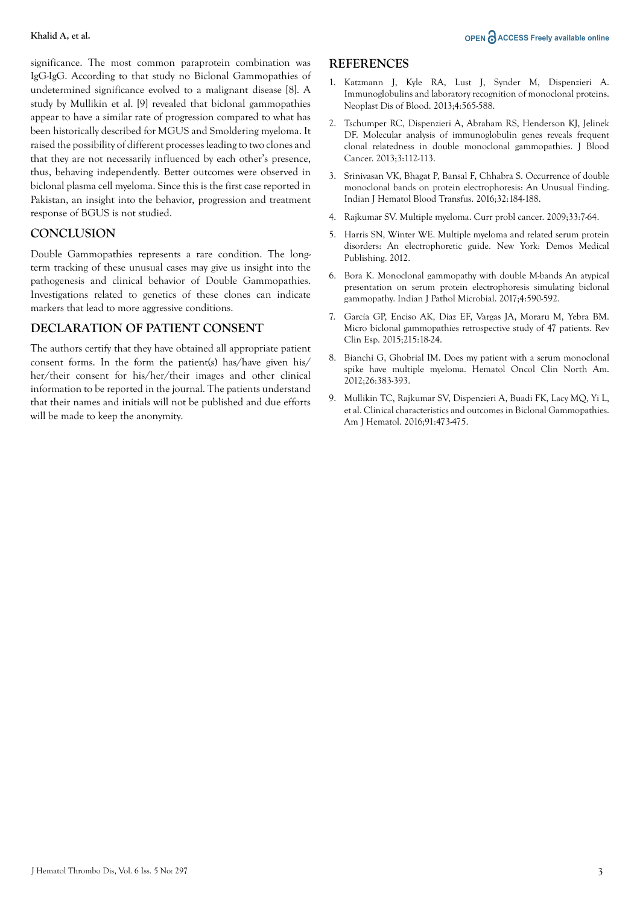significance. The most common paraprotein combination was IgG-IgG. According to that study no Biclonal Gammopathies of undetermined significance evolved to a malignant disease [8]. A study by Mullikin et al. [9] revealed that biclonal gammopathies appear to have a similar rate of progression compared to what has been historically described for MGUS and Smoldering myeloma. It raised the possibility of different processes leading to two clones and that they are not necessarily influenced by each other's presence, thus, behaving independently. Better outcomes were observed in biclonal plasma cell myeloma. Since this is the first case reported in Pakistan, an insight into the behavior, progression and treatment response of BGUS is not studied.

## CONCLUSION

Double Gammopathies represents a rare condition. The long-term tracking of these unusual cases may give us insight into the pathogenesis and clinical behavior of Double Gammopathies. Investigations related to genetics of these clones can indicate markers that lead to more aggressive conditions.

## DECLARATION OF PATIENT CONSENT

The authors certify that they have obtained all appropriate patient consent forms. In the form the patient(s) has/have given his/her/their consent for his/her/their images and other clinical information to be reported in the journal. The patients understand that their names and initials will not be published and due efforts will be made to keep the anonymity.

## REFERENCES

1. Katzmann J, Kyle RA, Lust J, Synder M, Dispenzieri A. Immunoglobulins and laboratory recognition of monoclonal proteins. Neoplast Dis of Blood. 2013;4:565-588.
2. Tschumper RC, Dispenzieri A, Abraham RS, Henderson KJ, Jelinek DF. Molecular analysis of immunoglobulin genes reveals frequent clonal relatedness in double monoclonal gammopathies. J Blood Cancer. 2013;3:112-113.
3. Srinivasan VK, Bhagat P, Bansal F, Chhabra S. Occurrence of double monoclonal bands on protein electrophoresis: An Unusual Finding. Indian J Hematol Blood Transfus. 2016;32:184-188.
4. Rajkumar SV. Multiple myeloma. Curr probl cancer. 2009;33:7-64.
5. Harris SN, Winter WE. Multiple myeloma and related serum protein disorders: An electrophoretic guide. New York: Demos Medical Publishing. 2012.
6. Bora K. Monoclonal gammopathy with double M-bands An atypical presentation on serum protein electrophoresis simulating biclonal gammopathy. Indian J Pathol Microbial. 2017;4:590-592.
7. García GP, Enciso AK, Diaz EF, Vargas JA, Moraru M, Yebra BM. Micro biclonal gammopathies retrospective study of 47 patients. Rev Clin Esp. 2015;215:18-24.
8. Bianchi G, Ghobrial IM. Does my patient with a serum monoclonal spike have multiple myeloma. Hematol Oncol Clin North Am. 2012;26:383-393.
9. Mullikin TC, Rajkumar SV, Dispenzieri A, Buadi FK, Lacy MQ, Yi L, et al. Clinical characteristics and outcomes in Biclonal Gammopathies. Am J Hematol. 2016;91:473-475.